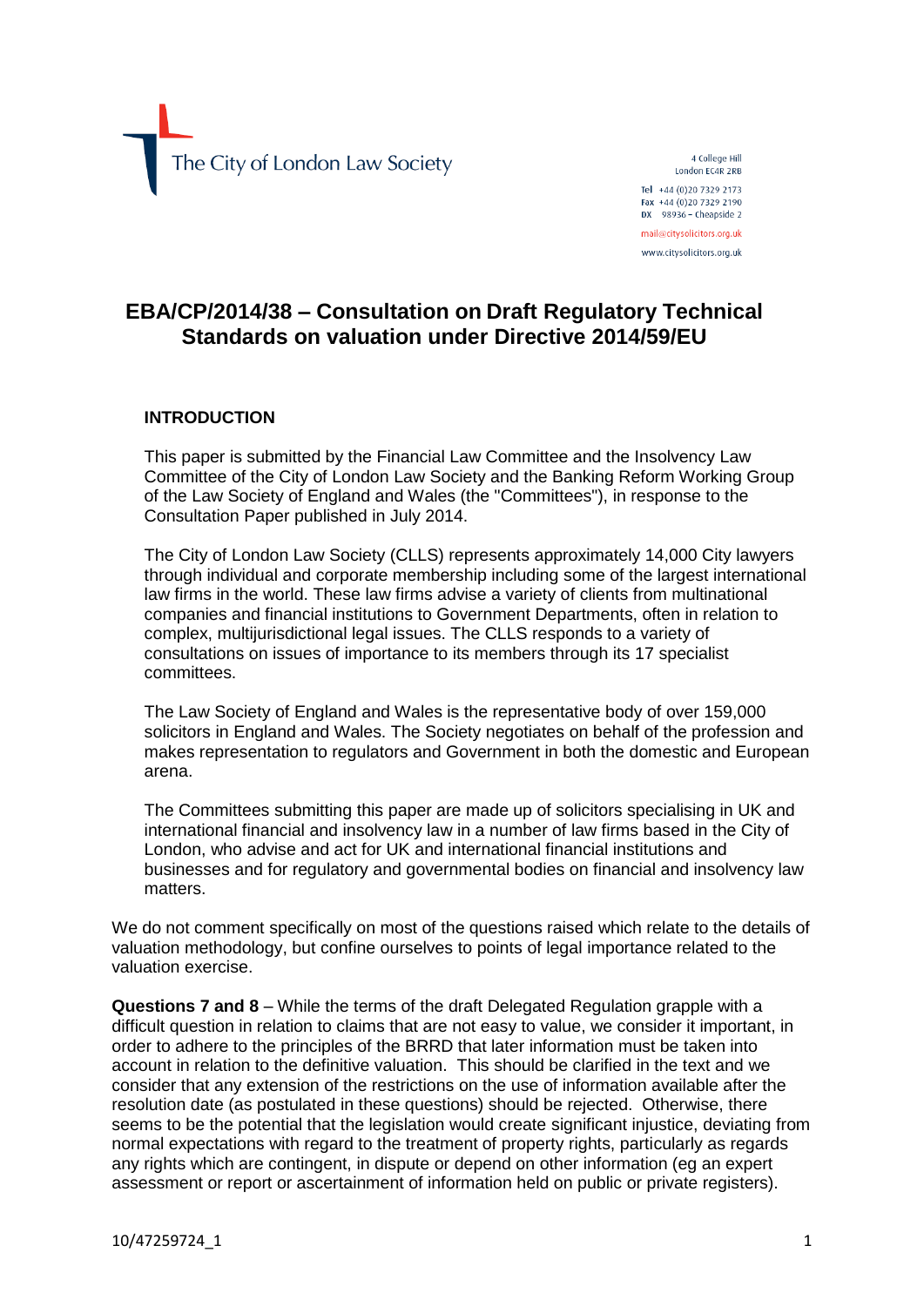The City of London Law Society

4 College Hill
London EC4R 2RB

Tel +44 (0)20 7329 2173
Fax +44 (0)20 7329 2190
DX 98936 – Cheapside 2

mail@citysolicitors.org.uk
www.citysolicitors.org.uk

# EBA/CP/2014/38 – Consultation on Draft Regulatory Technical Standards on valuation under Directive 2014/59/EU

## INTRODUCTION

This paper is submitted by the Financial Law Committee and the Insolvency Law Committee of the City of London Law Society and the Banking Reform Working Group of the Law Society of England and Wales (the "Committees"), in response to the Consultation Paper published in July 2014.

The City of London Law Society (CLLS) represents approximately 14,000 City lawyers through individual and corporate membership including some of the largest international law firms in the world. These law firms advise a variety of clients from multinational companies and financial institutions to Government Departments, often in relation to complex, multijurisdictional legal issues. The CLLS responds to a variety of consultations on issues of importance to its members through its 17 specialist committees.

The Law Society of England and Wales is the representative body of over 159,000 solicitors in England and Wales. The Society negotiates on behalf of the profession and makes representation to regulators and Government in both the domestic and European arena.

The Committees submitting this paper are made up of solicitors specialising in UK and international financial and insolvency law in a number of law firms based in the City of London, who advise and act for UK and international financial institutions and businesses and for regulatory and governmental bodies on financial and insolvency law matters.

We do not comment specifically on most of the questions raised which relate to the details of valuation methodology, but confine ourselves to points of legal importance related to the valuation exercise.

**Questions 7 and 8** – While the terms of the draft Delegated Regulation grapple with a difficult question in relation to claims that are not easy to value, we consider it important, in order to adhere to the principles of the BRRD that later information must be taken into account in relation to the definitive valuation. This should be clarified in the text and we consider that any extension of the restrictions on the use of information available after the resolution date (as postulated in these questions) should be rejected. Otherwise, there seems to be the potential that the legislation would create significant injustice, deviating from normal expectations with regard to the treatment of property rights, particularly as regards any rights which are contingent, in dispute or depend on other information (eg an expert assessment or report or ascertainment of information held on public or private registers).

10/47259724_1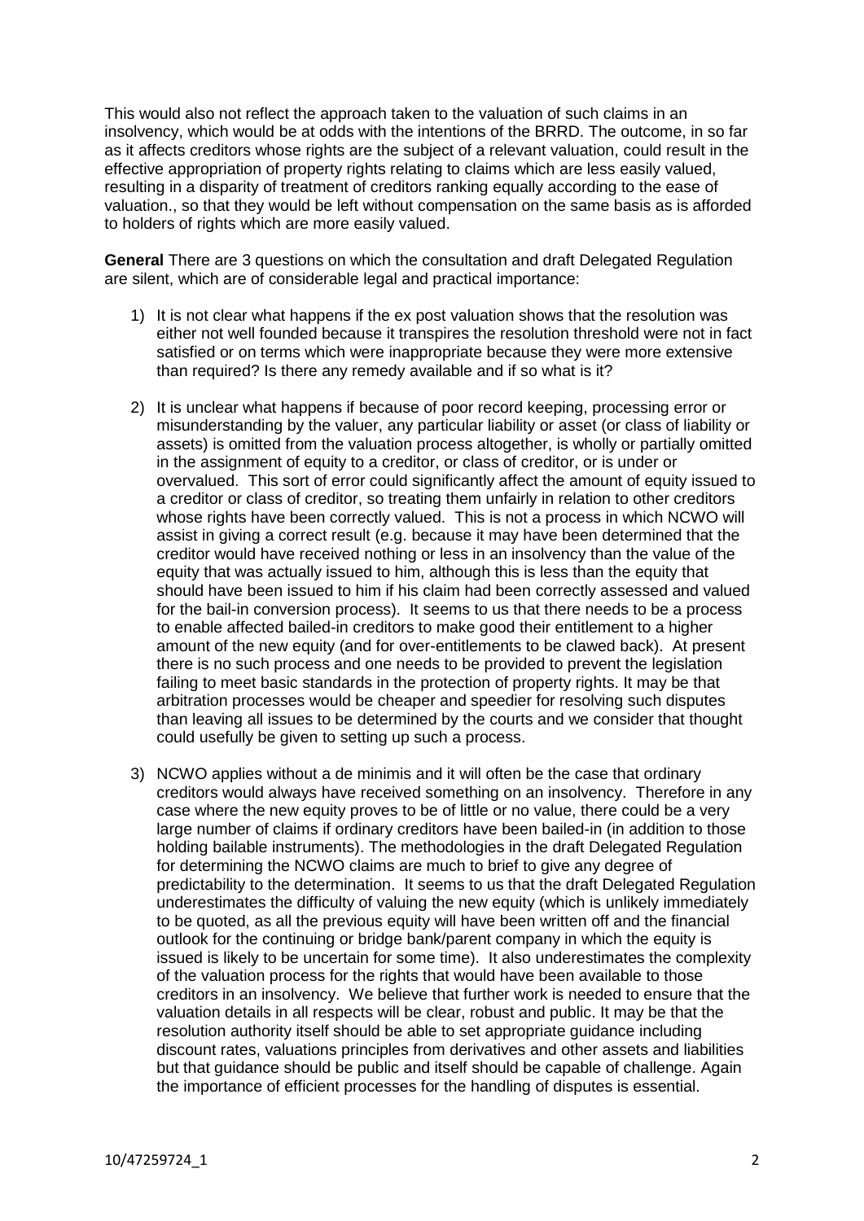This would also not reflect the approach taken to the valuation of such claims in an insolvency, which would be at odds with the intentions of the BRRD. The outcome, in so far as it affects creditors whose rights are the subject of a relevant valuation, could result in the effective appropriation of property rights relating to claims which are less easily valued, resulting in a disparity of treatment of creditors ranking equally according to the ease of valuation., so that they would be left without compensation on the same basis as is afforded to holders of rights which are more easily valued.

**General** There are 3 questions on which the consultation and draft Delegated Regulation are silent, which are of considerable legal and practical importance:

1) It is not clear what happens if the ex post valuation shows that the resolution was either not well founded because it transpires the resolution threshold were not in fact satisfied or on terms which were inappropriate because they were more extensive than required? Is there any remedy available and if so what is it?

2) It is unclear what happens if because of poor record keeping, processing error or misunderstanding by the valuer, any particular liability or asset (or class of liability or assets) is omitted from the valuation process altogether, is wholly or partially omitted in the assignment of equity to a creditor, or class of creditor, or is under or overvalued. This sort of error could significantly affect the amount of equity issued to a creditor or class of creditor, so treating them unfairly in relation to other creditors whose rights have been correctly valued. This is not a process in which NCWO will assist in giving a correct result (e.g. because it may have been determined that the creditor would have received nothing or less in an insolvency than the value of the equity that was actually issued to him, although this is less than the equity that should have been issued to him if his claim had been correctly assessed and valued for the bail-in conversion process). It seems to us that there needs to be a process to enable affected bailed-in creditors to make good their entitlement to a higher amount of the new equity (and for over-entitlements to be clawed back). At present there is no such process and one needs to be provided to prevent the legislation failing to meet basic standards in the protection of property rights. It may be that arbitration processes would be cheaper and speedier for resolving such disputes than leaving all issues to be determined by the courts and we consider that thought could usefully be given to setting up such a process.

3) NCWO applies without a de minimis and it will often be the case that ordinary creditors would always have received something on an insolvency. Therefore in any case where the new equity proves to be of little or no value, there could be a very large number of claims if ordinary creditors have been bailed-in (in addition to those holding bailable instruments). The methodologies in the draft Delegated Regulation for determining the NCWO claims are much to brief to give any degree of predictability to the determination. It seems to us that the draft Delegated Regulation underestimates the difficulty of valuing the new equity (which is unlikely immediately to be quoted, as all the previous equity will have been written off and the financial outlook for the continuing or bridge bank/parent company in which the equity is issued is likely to be uncertain for some time). It also underestimates the complexity of the valuation process for the rights that would have been available to those creditors in an insolvency. We believe that further work is needed to ensure that the valuation details in all respects will be clear, robust and public. It may be that the resolution authority itself should be able to set appropriate guidance including discount rates, valuations principles from derivatives and other assets and liabilities but that guidance should be public and itself should be capable of challenge. Again the importance of efficient processes for the handling of disputes is essential.

10/47259724_1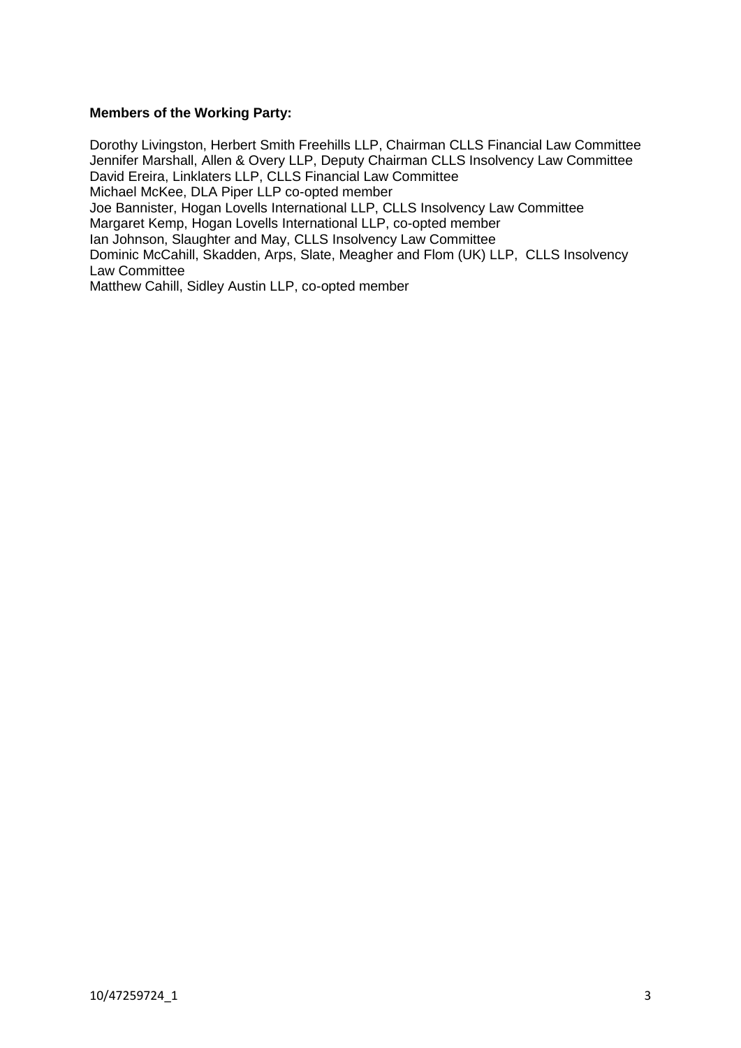**Members of the Working Party:**

Dorothy Livingston, Herbert Smith Freehills LLP, Chairman CLLS Financial Law Committee
Jennifer Marshall, Allen & Overy LLP, Deputy Chairman CLLS Insolvency Law Committee
David Ereira, Linklaters LLP, CLLS Financial Law Committee
Michael McKee, DLA Piper LLP co-opted member
Joe Bannister, Hogan Lovells International LLP, CLLS Insolvency Law Committee
Margaret Kemp, Hogan Lovells International LLP, co-opted member
Ian Johnson, Slaughter and May, CLLS Insolvency Law Committee
Dominic McCahill, Skadden, Arps, Slate, Meagher and Flom (UK) LLP, CLLS Insolvency Law Committee
Matthew Cahill, Sidley Austin LLP, co-opted member